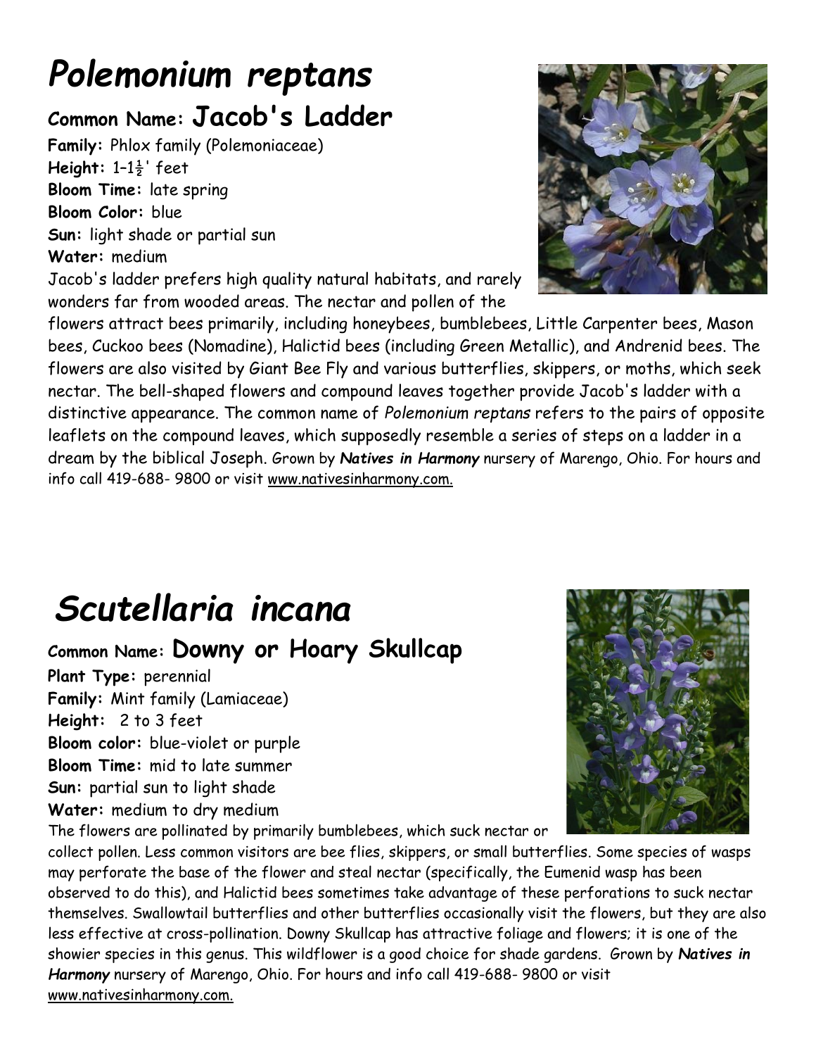# *Polemonium reptans*

## Common Name: Jacob's Ladder

**Family:** Phlox family (Polemoniaceae)
**Height:** 1–1½' feet
**Bloom Time:** late spring
**Bloom Color:** blue
**Sun:** light shade or partial sun
**Water:** medium

Jacob's ladder prefers high quality natural habitats, and rarely wonders far from wooded areas. The nectar and pollen of the flowers attract bees primarily, including honeybees, bumblebees, Little Carpenter bees, Mason bees, Cuckoo bees (Nomadine), Halictid bees (including Green Metallic), and Andrenid bees. The flowers are also visited by Giant Bee Fly and various butterflies, skippers, or moths, which seek nectar. The bell-shaped flowers and compound leaves together provide Jacob's ladder with a distinctive appearance. The common name of *Polemonium reptans* refers to the pairs of opposite leaflets on the compound leaves, which supposedly resemble a series of steps on a ladder in a dream by the biblical Joseph. Grown by ***Natives in Harmony*** nursery of Marengo, Ohio. For hours and info call 419-688- 9800 or visit www.nativesinharmony.com.

# *Scutellaria incana*

## Common Name: Downy or Hoary Skullcap

**Plant Type:** perennial
**Family:** Mint family (Lamiaceae)
**Height:** 2 to 3 feet
**Bloom color:** blue-violet or purple
**Bloom Time:** mid to late summer
**Sun:** partial sun to light shade
**Water:** medium to dry medium

The flowers are pollinated by primarily bumblebees, which suck nectar or collect pollen. Less common visitors are bee flies, skippers, or small butterflies. Some species of wasps may perforate the base of the flower and steal nectar (specifically, the Eumenid wasp has been observed to do this), and Halictid bees sometimes take advantage of these perforations to suck nectar themselves. Swallowtail butterflies and other butterflies occasionally visit the flowers, but they are also less effective at cross-pollination. Downy Skullcap has attractive foliage and flowers; it is one of the showier species in this genus. This wildflower is a good choice for shade gardens. Grown by ***Natives in Harmony*** nursery of Marengo, Ohio. For hours and info call 419-688- 9800 or visit www.nativesinharmony.com.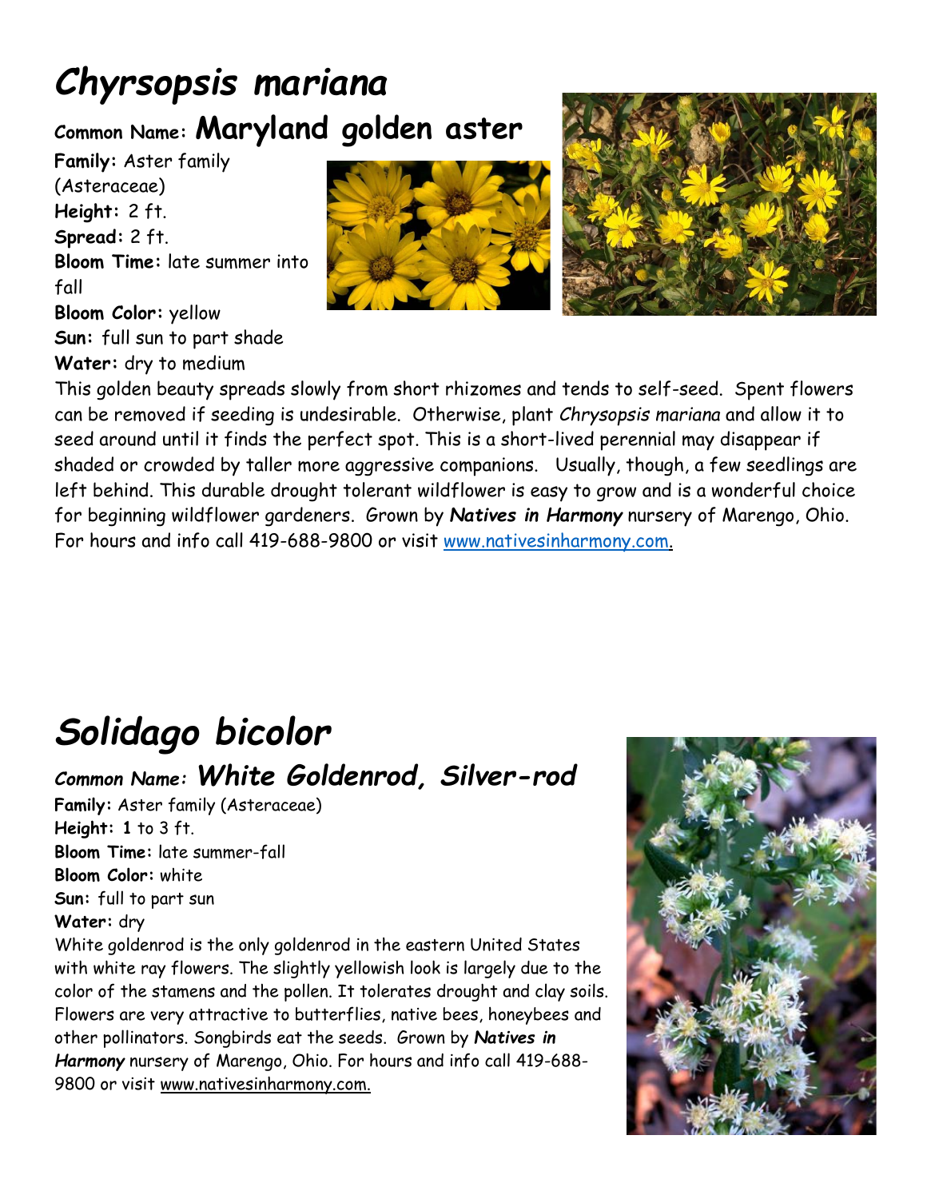# *Chyrsopsis mariana*

## Common Name: Maryland golden aster

**Family:** Aster family (Asteraceae)
**Height:** 2 ft.
**Spread:** 2 ft.
**Bloom Time:** late summer into fall
**Bloom Color:** yellow
**Sun:** full sun to part shade
**Water:** dry to medium

This golden beauty spreads slowly from short rhizomes and tends to self-seed. Spent flowers can be removed if seeding is undesirable. Otherwise, plant *Chrysopsis mariana* and allow it to seed around until it finds the perfect spot. This is a short-lived perennial may disappear if shaded or crowded by taller more aggressive companions. Usually, though, a few seedlings are left behind. This durable drought tolerant wildflower is easy to grow and is a wonderful choice for beginning wildflower gardeners. Grown by ***Natives in Harmony*** nursery of Marengo, Ohio. For hours and info call 419-688-9800 or visit www.nativesinharmony.com.

# *Solidago bicolor*

## *Common Name: White Goldenrod, Silver-rod*

**Family:** Aster family (Asteraceae)
**Height:** **1** to 3 ft.
**Bloom Time:** late summer-fall
**Bloom Color:** white
**Sun:** full to part sun
**Water:** dry

White goldenrod is the only goldenrod in the eastern United States with white ray flowers. The slightly yellowish look is largely due to the color of the stamens and the pollen. It tolerates drought and clay soils. Flowers are very attractive to butterflies, native bees, honeybees and other pollinators. Songbirds eat the seeds. Grown by ***Natives in Harmony*** nursery of Marengo, Ohio. For hours and info call 419-688-9800 or visit www.nativesinharmony.com.